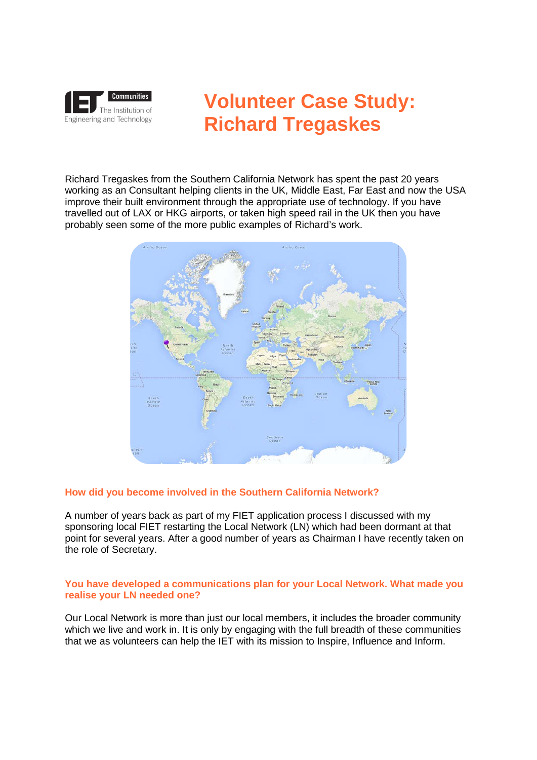# Volunteer Case Study: Richard Tregaskes

Richard Tregaskes from the Southern California Network has spent the past 20 years working as an Consultant helping clients in the UK, Middle East, Far East and now the USA improve their built environment through the appropriate use of technology. If you have travelled out of LAX or HKG airports, or taken high speed rail in the UK then you have probably seen some of the more public examples of Richard's work.

### How did you become involved in the Southern California Network?

A number of years back as part of my FIET application process I discussed with my sponsoring local FIET restarting the Local Network (LN) which had been dormant at that point for several years. After a good number of years as Chairman I have recently taken on the role of Secretary.

### You have developed a communications plan for your Local Network. What made you realise your LN needed one?

Our Local Network is more than just our local members, it includes the broader community which we live and work in. It is only by engaging with the full breadth of these communities that we as volunteers can help the IET with its mission to Inspire, Influence and Inform.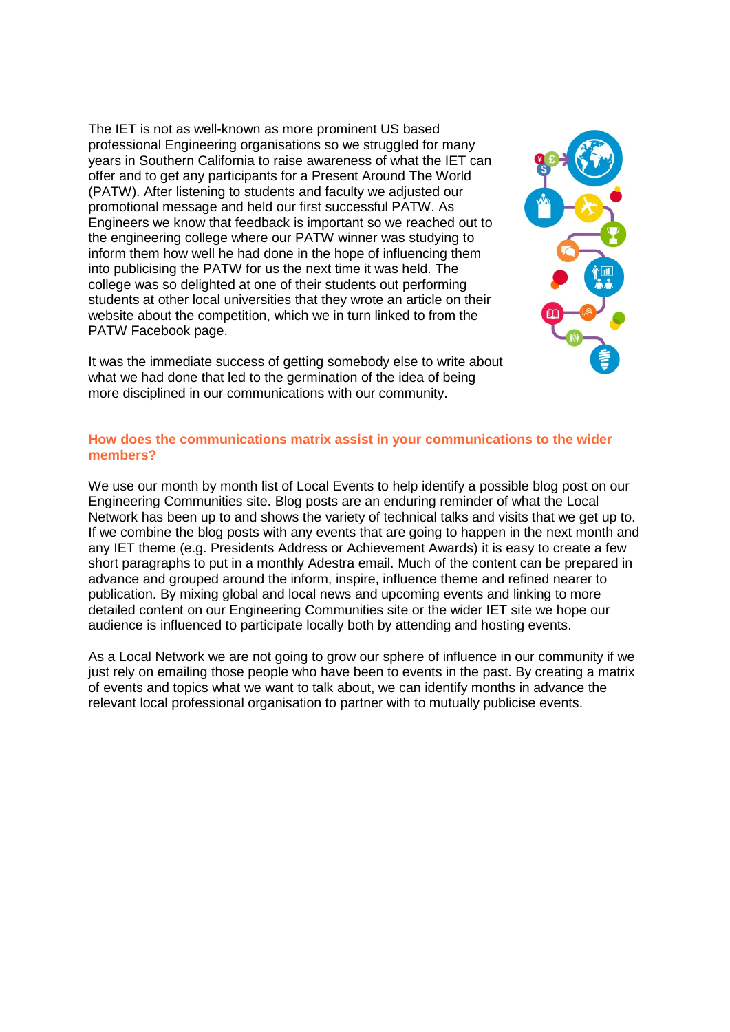The IET is not as well-known as more prominent US based professional Engineering organisations so we struggled for many years in Southern California to raise awareness of what the IET can offer and to get any participants for a Present Around The World (PATW). After listening to students and faculty we adjusted our promotional message and held our first successful PATW. As Engineers we know that feedback is important so we reached out to the engineering college where our PATW winner was studying to inform them how well he had done in the hope of influencing them into publicising the PATW for us the next time it was held. The college was so delighted at one of their students out performing students at other local universities that they wrote an article on their website about the competition, which we in turn linked to from the PATW Facebook page.

It was the immediate success of getting somebody else to write about what we had done that led to the germination of the idea of being more disciplined in our communications with our community.

## How does the communications matrix assist in your communications to the wider members?

We use our month by month list of Local Events to help identify a possible blog post on our Engineering Communities site. Blog posts are an enduring reminder of what the Local Network has been up to and shows the variety of technical talks and visits that we get up to. If we combine the blog posts with any events that are going to happen in the next month and any IET theme (e.g. Presidents Address or Achievement Awards) it is easy to create a few short paragraphs to put in a monthly Adestra email. Much of the content can be prepared in advance and grouped around the inform, inspire, influence theme and refined nearer to publication. By mixing global and local news and upcoming events and linking to more detailed content on our Engineering Communities site or the wider IET site we hope our audience is influenced to participate locally both by attending and hosting events.

As a Local Network we are not going to grow our sphere of influence in our community if we just rely on emailing those people who have been to events in the past. By creating a matrix of events and topics what we want to talk about, we can identify months in advance the relevant local professional organisation to partner with to mutually publicise events.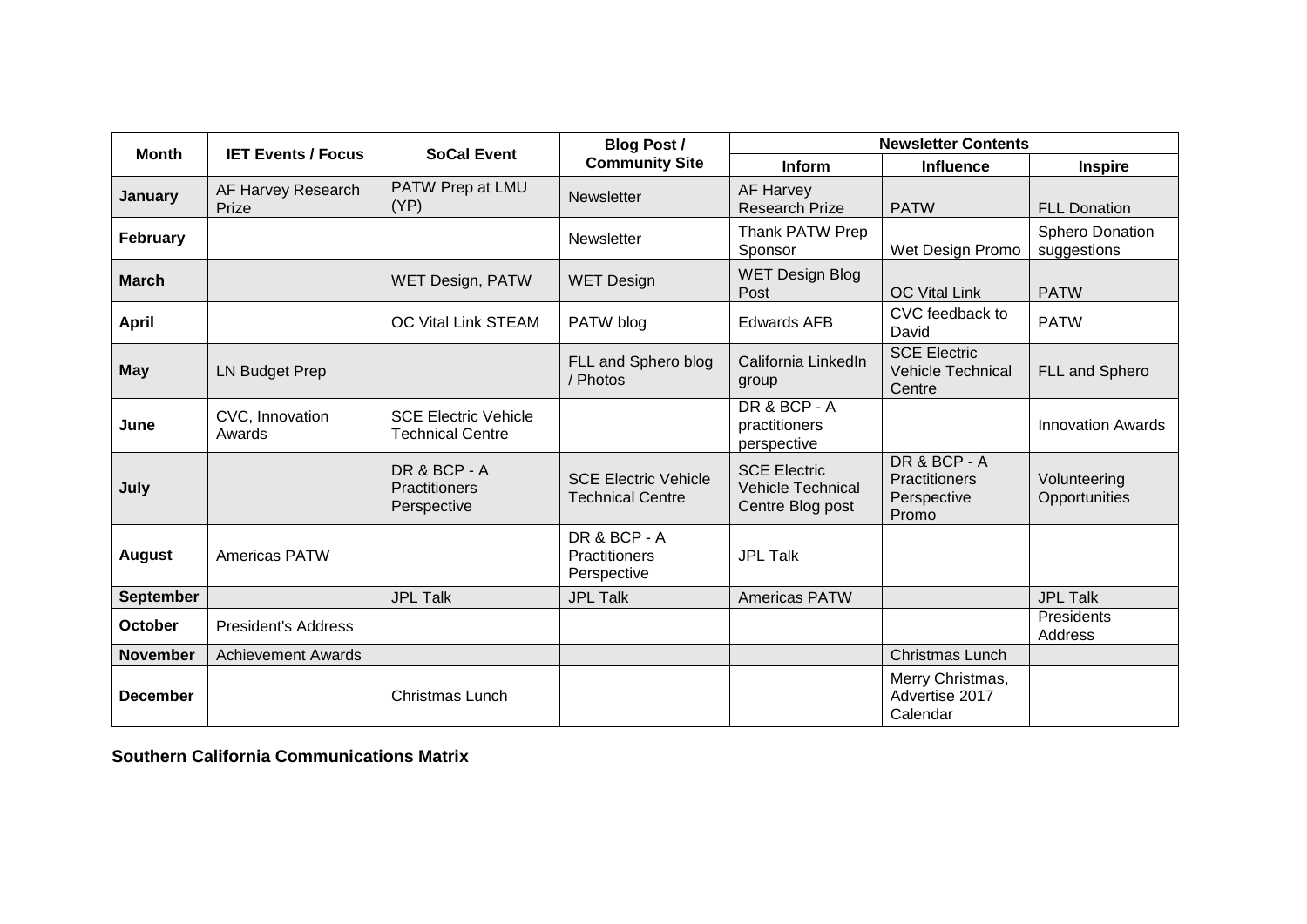| Month | IET Events / Focus | SoCal Event | Blog Post / Community Site | Newsletter Contents | | |
|---|---|---|---|---|---|---|
| | | | | Inform | Influence | Inspire |
| **January** | AF Harvey Research Prize | PATW Prep at LMU (YP) | Newsletter | AF Harvey Research Prize | PATW | FLL Donation |
| **February** | | | Newsletter | Thank PATW Prep Sponsor | Wet Design Promo | Sphero Donation suggestions |
| **March** | | WET Design, PATW | WET Design | WET Design Blog Post | OC Vital Link | PATW |
| **April** | | OC Vital Link STEAM | PATW blog | Edwards AFB | CVC feedback to David | PATW |
| **May** | LN Budget Prep | | FLL and Sphero blog / Photos | California LinkedIn group | SCE Electric Vehicle Technical Centre | FLL and Sphero |
| **June** | CVC, Innovation Awards | SCE Electric Vehicle Technical Centre | | DR & BCP - A practitioners perspective | | Innovation Awards |
| **July** | | DR & BCP - A Practitioners Perspective | SCE Electric Vehicle Technical Centre | SCE Electric Vehicle Technical Centre Blog post | DR & BCP - A Practitioners Perspective Promo | Volunteering Opportunities |
| **August** | Americas PATW | | DR & BCP - A Practitioners Perspective | JPL Talk | | |
| **September** | | JPL Talk | JPL Talk | Americas PATW | | JPL Talk |
| **October** | President's Address | | | | | Presidents Address |
| **November** | Achievement Awards | | | | Christmas Lunch | |
| **December** | | Christmas Lunch | | | Merry Christmas, Advertise 2017 Calendar | |

**Southern California Communications Matrix**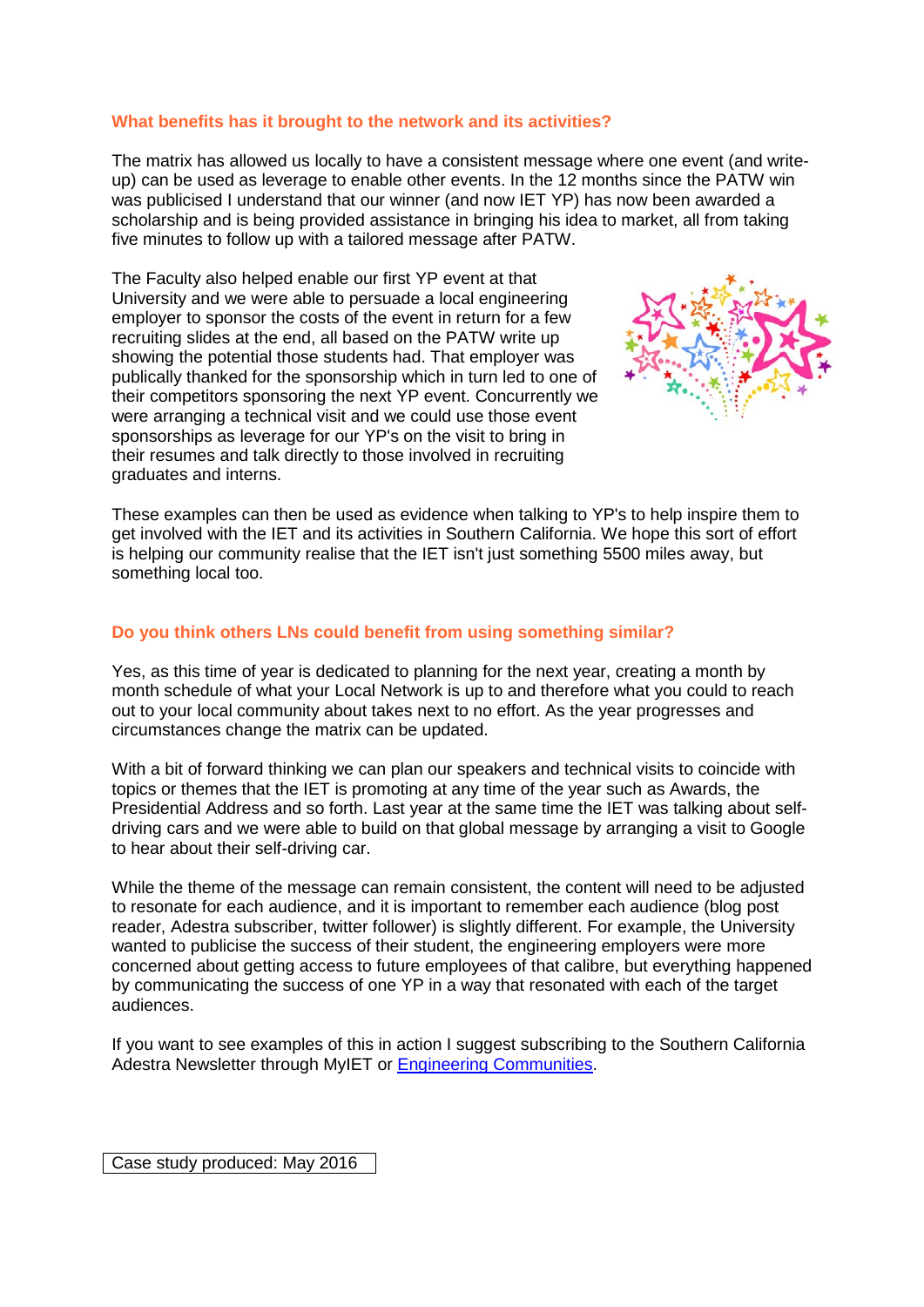## What benefits has it brought to the network and its activities?

The matrix has allowed us locally to have a consistent message where one event (and write-up) can be used as leverage to enable other events. In the 12 months since the PATW win was publicised I understand that our winner (and now IET YP) has now been awarded a scholarship and is being provided assistance in bringing his idea to market, all from taking five minutes to follow up with a tailored message after PATW.

The Faculty also helped enable our first YP event at that University and we were able to persuade a local engineering employer to sponsor the costs of the event in return for a few recruiting slides at the end, all based on the PATW write up showing the potential those students had. That employer was publically thanked for the sponsorship which in turn led to one of their competitors sponsoring the next YP event. Concurrently we were arranging a technical visit and we could use those event sponsorships as leverage for our YP's on the visit to bring in their resumes and talk directly to those involved in recruiting graduates and interns.

These examples can then be used as evidence when talking to YP's to help inspire them to get involved with the IET and its activities in Southern California. We hope this sort of effort is helping our community realise that the IET isn't just something 5500 miles away, but something local too.

## Do you think others LNs could benefit from using something similar?

Yes, as this time of year is dedicated to planning for the next year, creating a month by month schedule of what your Local Network is up to and therefore what you could to reach out to your local community about takes next to no effort. As the year progresses and circumstances change the matrix can be updated.

With a bit of forward thinking we can plan our speakers and technical visits to coincide with topics or themes that the IET is promoting at any time of the year such as Awards, the Presidential Address and so forth. Last year at the same time the IET was talking about self-driving cars and we were able to build on that global message by arranging a visit to Google to hear about their self-driving car.

While the theme of the message can remain consistent, the content will need to be adjusted to resonate for each audience, and it is important to remember each audience (blog post reader, Adestra subscriber, twitter follower) is slightly different. For example, the University wanted to publicise the success of their student, the engineering employers were more concerned about getting access to future employees of that calibre, but everything happened by communicating the success of one YP in a way that resonated with each of the target audiences.

If you want to see examples of this in action I suggest subscribing to the Southern California Adestra Newsletter through MyIET or Engineering Communities.

Case study produced: May 2016